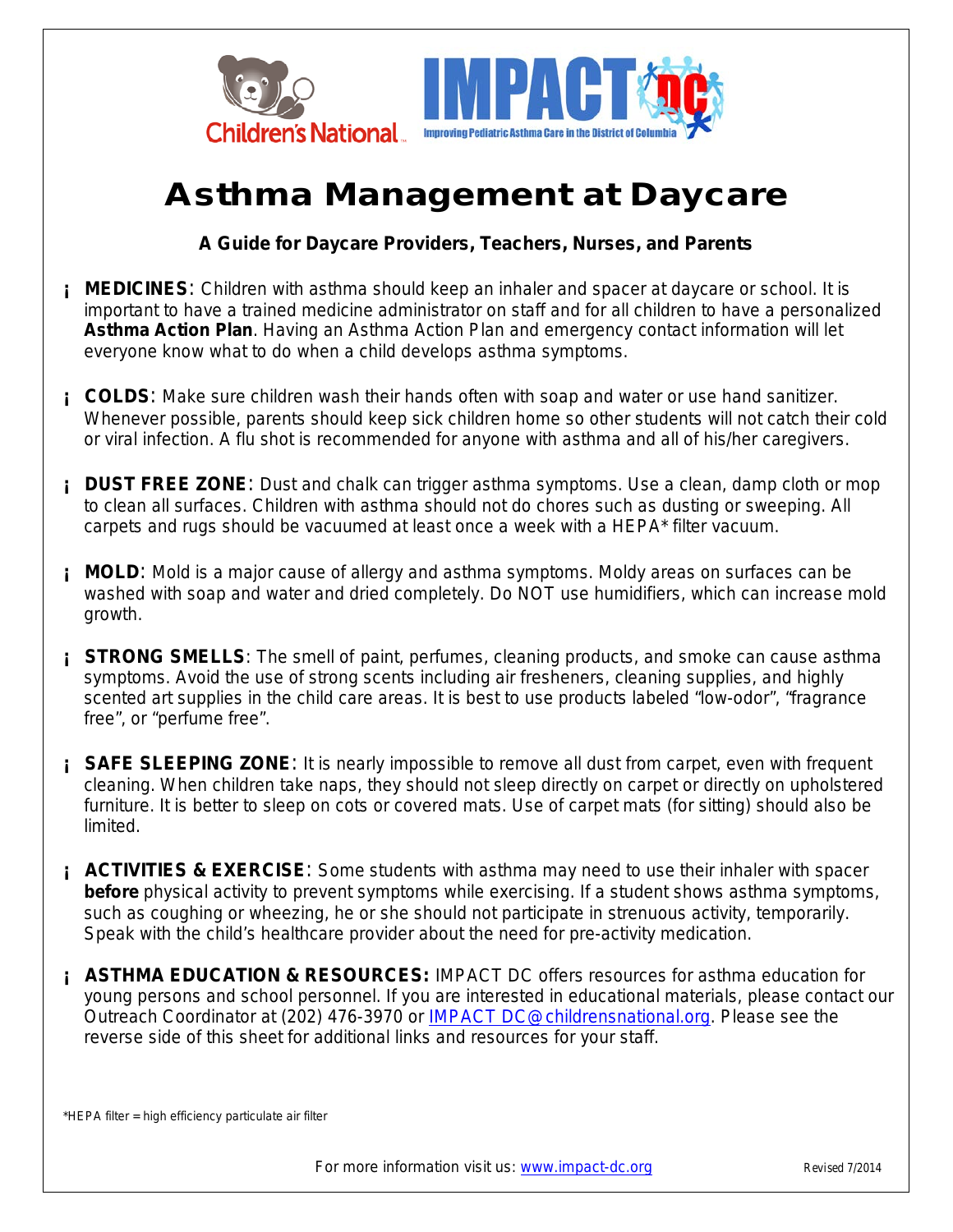# Asthma Management at Daycare

**A Guide for Daycare Providers, Teachers, Nurses, and Parents**

- **MEDICINES**: Children with asthma should keep an inhaler and spacer at daycare or school. It is important to have a trained medicine administrator on staff and for all children to have a personalized **Asthma Action Plan**. Having an Asthma Action Plan and emergency contact information will let everyone know what to do when a child develops asthma symptoms.

- **COLDS**: Make sure children wash their hands often with soap and water or use hand sanitizer. Whenever possible, parents should keep sick children home so other students will not catch their cold or viral infection. A flu shot is recommended for anyone with asthma and all of his/her caregivers.

- **DUST FREE ZONE**: Dust and chalk can trigger asthma symptoms. Use a clean, damp cloth or mop to clean all surfaces. Children with asthma should not do chores such as dusting or sweeping. All carpets and rugs should be vacuumed at least once a week with a HEPA* filter vacuum.

- **MOLD**: Mold is a major cause of allergy and asthma symptoms. Moldy areas on surfaces can be washed with soap and water and dried completely. Do NOT use humidifiers, which can increase mold growth.

- **STRONG SMELLS**: The smell of paint, perfumes, cleaning products, and smoke can cause asthma symptoms. Avoid the use of strong scents including air fresheners, cleaning supplies, and highly scented art supplies in the child care areas. It is best to use products labeled "low-odor", "fragrance free", or "perfume free".

- **SAFE SLEEPING ZONE**: It is nearly impossible to remove all dust from carpet, even with frequent cleaning. When children take naps, they should not sleep directly on carpet or directly on upholstered furniture. It is better to sleep on cots or covered mats. Use of carpet mats (for sitting) should also be limited.

- **ACTIVITIES & EXERCISE**: Some students with asthma may need to use their inhaler with spacer **before** physical activity to prevent symptoms while exercising. If a student shows asthma symptoms, such as coughing or wheezing, he or she should not participate in strenuous activity, temporarily. Speak with the child's healthcare provider about the need for pre-activity medication.

- **ASTHMA EDUCATION & RESOURCES:** IMPACT DC offers resources for asthma education for young persons and school personnel. If you are interested in educational materials, please contact our Outreach Coordinator at (202) 476-3970 or IMPACT DC@childrensnational.org. Please see the reverse side of this sheet for additional links and resources for your staff.

*HEPA filter = high efficiency particulate air filter

For more information visit us: www.impact-dc.org

Revised 7/2014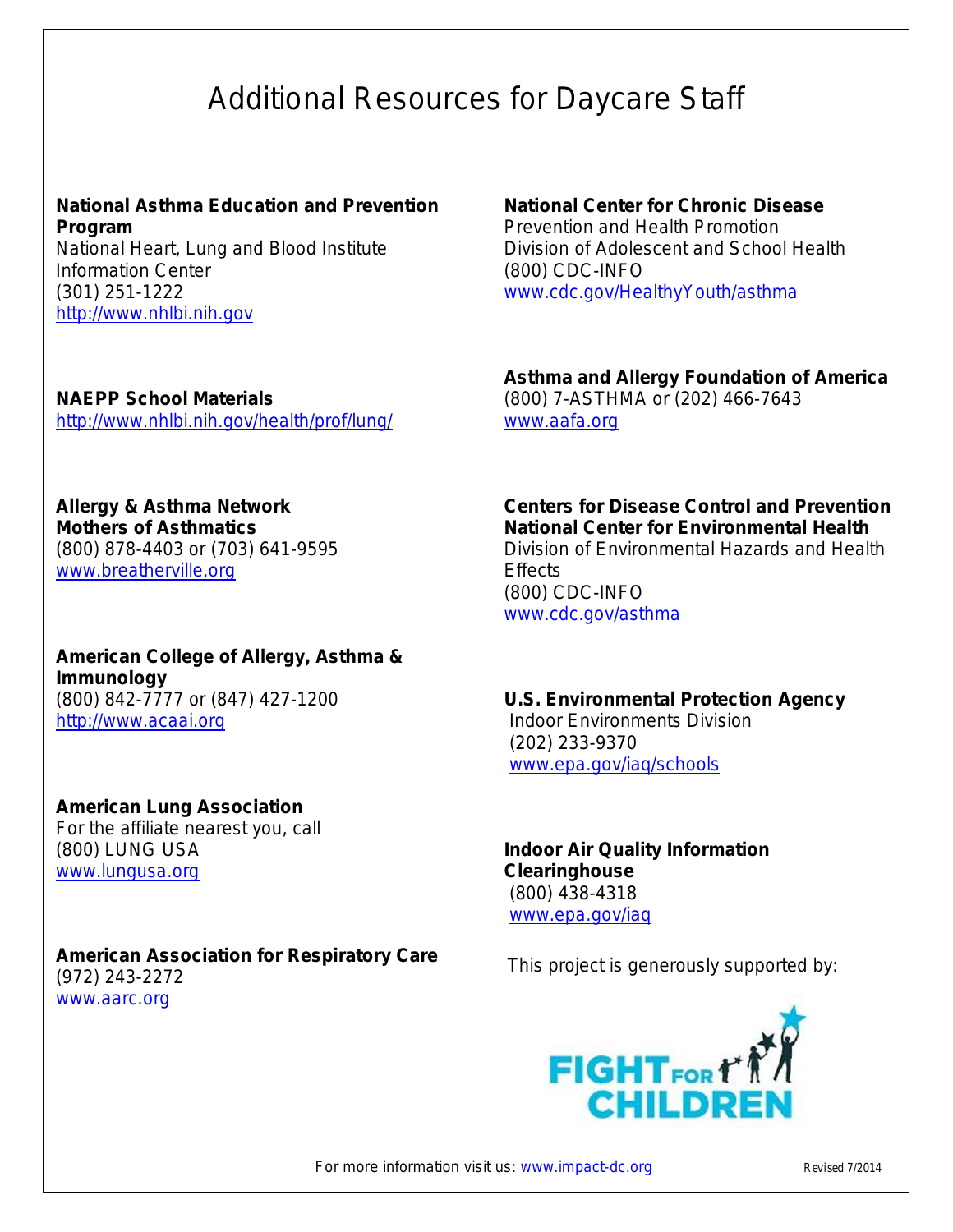# Additional Resources for Daycare Staff

**National Asthma Education and Prevention Program**
National Heart, Lung and Blood Institute
Information Center
(301) 251-1222
http://www.nhlbi.nih.gov

**NAEPP School Materials**
http://www.nhlbi.nih.gov/health/prof/lung/

**Allergy & Asthma Network**
**Mothers of Asthmatics**
(800) 878-4403 or (703) 641-9595
www.breatherville.org

**American College of Allergy, Asthma & Immunology**
(800) 842-7777 or (847) 427-1200
http://www.acaai.org

**American Lung Association**
For the affiliate nearest you, call
(800) LUNG USA
www.lungusa.org

**American Association for Respiratory Care**
(972) 243-2272
www.aarc.org

**National Center for Chronic Disease**
Prevention and Health Promotion
Division of Adolescent and School Health
(800) CDC-INFO
www.cdc.gov/HealthyYouth/asthma

**Asthma and Allergy Foundation of America**
(800) 7-ASTHMA or (202) 466-7643
www.aafa.org

**Centers for Disease Control and Prevention**
**National Center for Environmental Health**
Division of Environmental Hazards and Health Effects
(800) CDC-INFO
www.cdc.gov/asthma

**U.S. Environmental Protection Agency**
Indoor Environments Division
(202) 233-9370
www.epa.gov/iaq/schools

**Indoor Air Quality Information Clearinghouse**
(800) 438-4318
www.epa.gov/iaq

This project is generously supported by:

FIGHT FOR CHILDREN

For more information visit us: www.impact-dc.org

Revised 7/2014